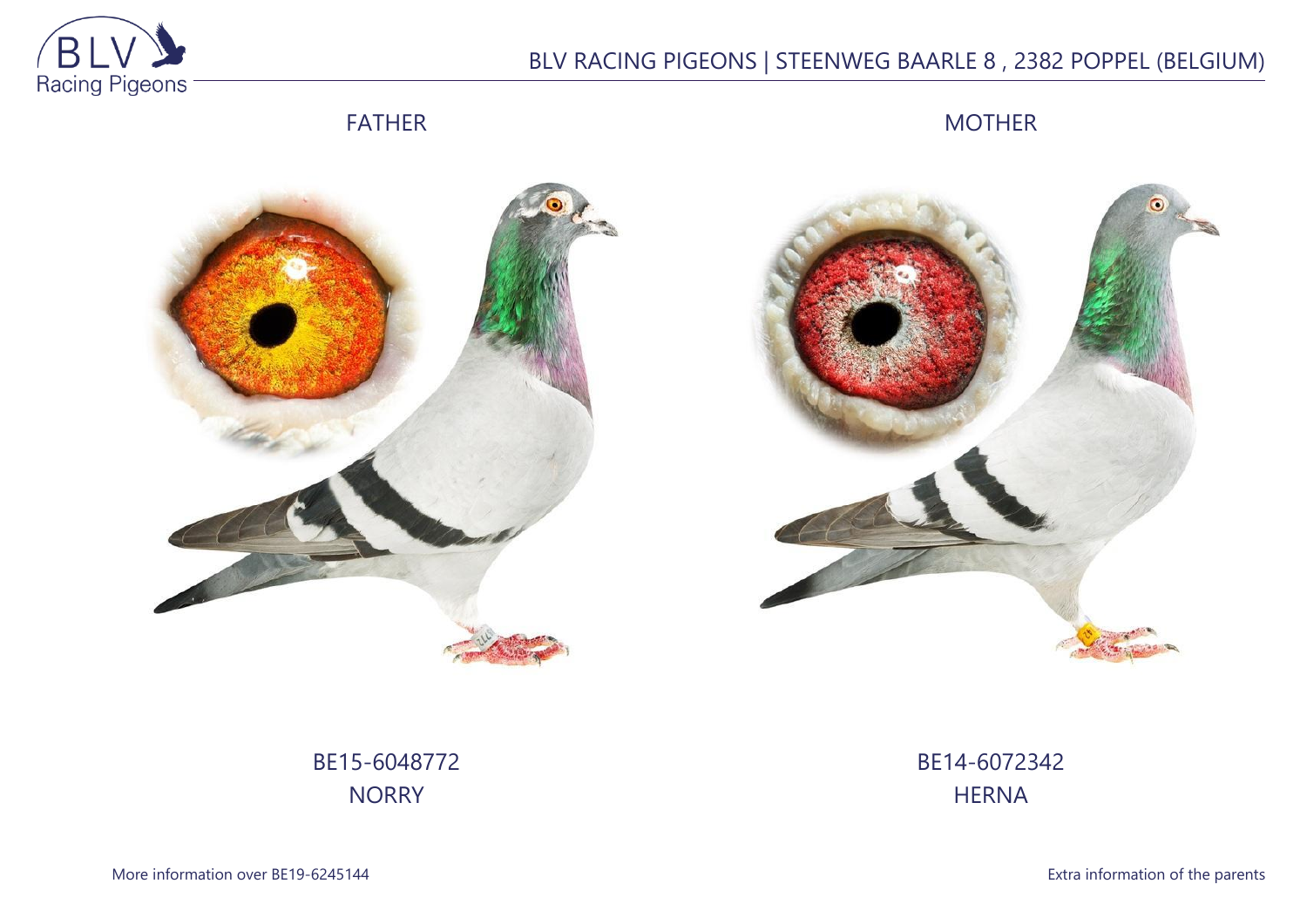BLV RACING PIGEONS | STEENWEG BAARLE 8 , 2382 POPPEL (BELGIUM)

FATHER

MOTHER

BE15-6048772
NORRY

BE14-6072342
HERNA

More information over BE19-6245144

Extra information of the parents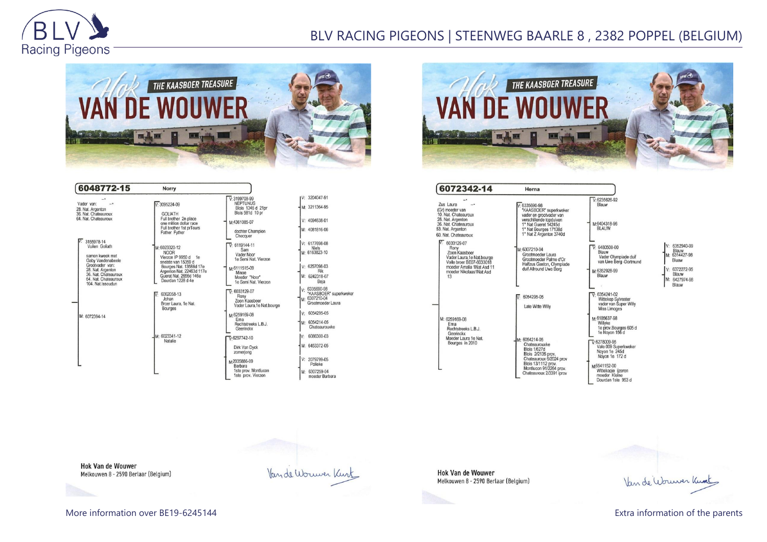## Hok Van de Wouwer – The Kaasboer Treasure

### 6048772-15 — Norry

**Vader van:**
- 28. Nat. Argenton
- 36. Nat. Chateauroux
- 64. Nat. Chateauroux

**V: 3155978-14** – Vuilen Goliath

samen kweek met Gaby Vandenabeele
Grootvader van:
- 28. Nat. Argenton
- 36. Nat. Chateauroux
- 64. Nat. Chateauroux
- 104. Nat.Issoudun

- V: 3095224-09 – GOLIATH – Full brother 2n place one million dollar race – Full brother 1st prTours – Father Fyther
  - V: 3199708-99 – NEPTUNUS – Blois 1345 d 21pr – Blois 581d 10 pr
    - V: 3204047-91
    - M: 3211364-95
  - M: 4361085-07 – dochter Champion Checquer
    - V: 4094638-01
    - M: 4081816-06
- M: 6023320-12 – NOOR – Vierzon IP 9950 d 1e – snelste van 15359 d – Bourges Nat. 13588d 17e – Argenton Nat. 22463d 117e – Gueret Nat. 2656d 146e – Dourdan 1228 d 4e
  - V: 6119144-11 – Sam – Vader Noor – 1e Semi Nat. Vierzon
    - V: 6177698-08 – Niels
    - M: 6163823-10
  - M: 6111515-09 – Minoe – Moeder "Noor" – 1e Semi Nat. Vierzon
    - V: 6257098-03 – Rik
    - M: 6242318-07 – Beja

**M: 6072394-14**

- V: 6062058-13 – Johan – Broer Laura, 1e Nat. Bourges
  - V: 6033129-07 – Rony – Zoon Kaasboer – Vader Laura,1e Nat.bourge
    - V: 6335690-98 – "KAASBOER" superkweker
    - M: 6307210-04 – Grootmoeder Laura
  - M: 6259169-08 – Ema – Rechtstreeks L.B.J. Geerinckx
    - V: 6054295-05
    - M: 6054214-05 – Chateaurouxke
- M: 6023341-12 – Natalie
  - V: 6297742-10 – Dirk Van Dyck zomerjong
    - V: 6086300-03
    - M: 6453372-05
  - M: 2035886-09 – Barbara – 1ste prov. Montlucon – 1ste prov. Vierzon
    - V: 2079799-05 – Polleke
    - M: 6307259-04 – moeder Barbara

Hok Van de Wouwer
Melkouwen 8 - 2590 Berlaar (Belgium)

---

## Hok Van de Wouwer – The Kaasboer Treasure

### 6072342-14 — Herna

**Zus Laura**
(Gr) moeder van
- 10. Nat. Chateauroux
- 28. Nat. Argenton
- 36. Nat. Chateauroux
- 53. Nat. Argenton
- 60. Nat. Chateauroux

**V: 6033129-07** – Rony – Zoon Kaasboer – Vader Laura,1e Nat.bourge – Volle broer BE07-6033018 – moeder Amelia 1Nat Asd 11 – moeder Nikolaas1Nat Asd 13

- V: 6335690-98 – "KAASBOER" superkweker – vader en grootvader van verschillende topduiven – 1° Nat Gueret 14245d – 1° Nat Bourges 17138d – 1° Nat Z Argenton 3740d
  - V: 6235626-92 – Blauw
  - M: 6404318-96 – BLAUW
- M: 6307210-04 – Grootmoeder Laura – Grootmoeder Palme d'Or – Halfzus Gaston, Olympiade duif Allround Uwe Berg
  - V: 6480508-00 – Blauw – Vader Olympiade duif van Uwe Berg -Dortmund
    - V: 6352940-99 – Blauw
    - M: 6314427-98 – Blauw
  - M: 6352928-99 – Blauw
    - V: 6372272-95 – Blauw
    - M: 6427974-98 – Blauw

**M: 6259169-08** – Ema – Rechtstreeks L.B.J. Geerinckx – Moeder Laura 1e Nat. Bourges in 2010

- V: 6054295-05 – Late Witte Willy
  - V: 6354241-02 – Wittekop Sylvester – vader van Super Willy – Miss Limoges
  - M: 6185637-98 – Willyke – 1e prov.Bourges 605 d – 1e Noyon 156 d
- M: 6054214-05 – Chateaurouxke – Blois 1/627d – Blois 2/2135 prov. – Chateauroux 6/2024 prov – Blois 13/1112 prov. – Montlucon 91/2264 prov. – Chateauroux 2/3391 iprov
  - V: 6278009-95 – Vale 009 Superkweker – Noyon 1e 245d – Noyon 1e 172 d
  - M: 6541152-00 – Wittekopje ijzeren moeder Kleine – Dourdan 1ste 953 d

Hok Van de Wouwer
Melkouwen 8 - 2590 Berlaar (Belgium)

More information over BE19-6245144

Extra information of the parents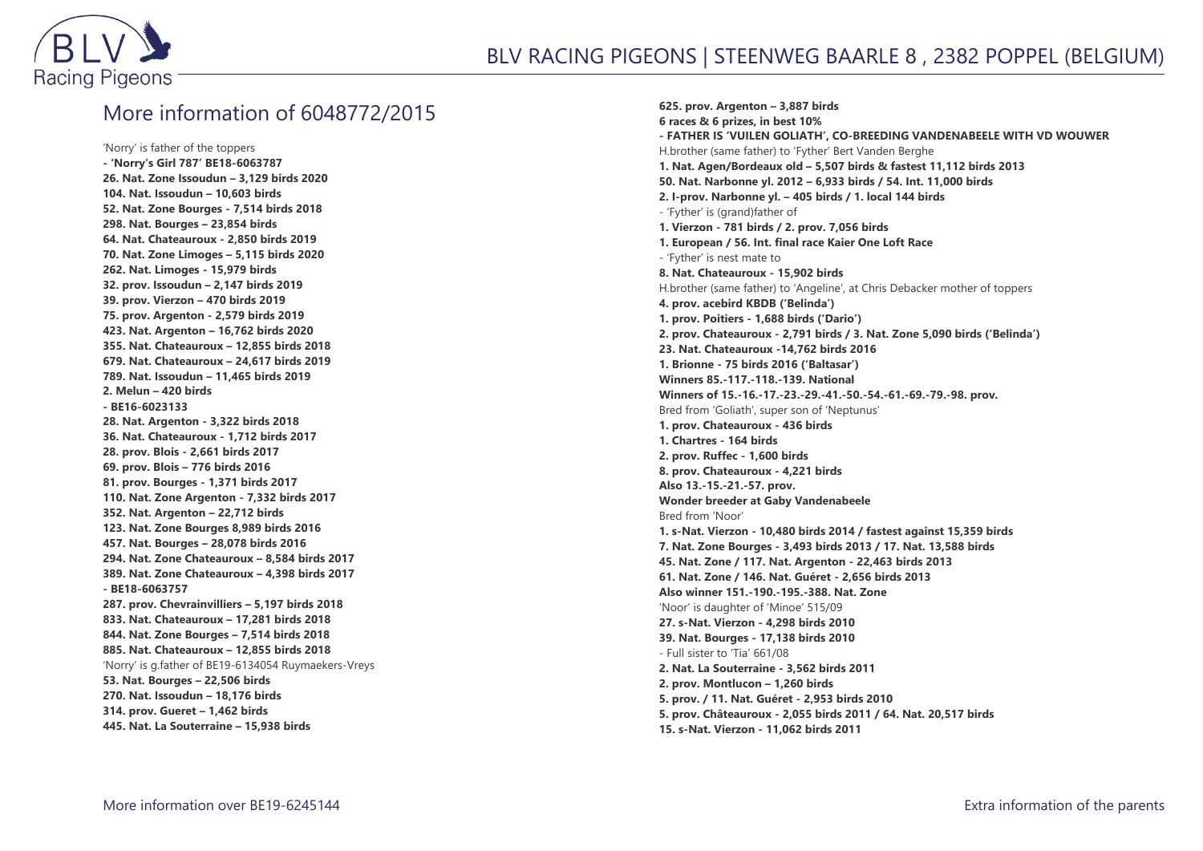## More information of 6048772/2015

'Norry' is father of the toppers

**- 'Norry's Girl 787' BE18-6063787**
**26. Nat. Zone Issoudun – 3,129 birds 2020**
**104. Nat. Issoudun – 10,603 birds**
**52. Nat. Zone Bourges - 7,514 birds 2018**
**298. Nat. Bourges – 23,854 birds**
**64. Nat. Chateauroux - 2,850 birds 2019**
**70. Nat. Zone Limoges – 5,115 birds 2020**
**262. Nat. Limoges - 15,979 birds**
**32. prov. Issoudun – 2,147 birds 2019**
**39. prov. Vierzon – 470 birds 2019**
**75. prov. Argenton - 2,579 birds 2019**
**423. Nat. Argenton – 16,762 birds 2020**
**355. Nat. Chateauroux – 12,855 birds 2018**
**679. Nat. Chateauroux – 24,617 birds 2019**
**789. Nat. Issoudun – 11,465 birds 2019**
**2. Melun – 420 birds**

**- BE16-6023133**
**28. Nat. Argenton - 3,322 birds 2018**
**36. Nat. Chateauroux - 1,712 birds 2017**
**28. prov. Blois - 2,661 birds 2017**
**69. prov. Blois – 776 birds 2016**
**81. prov. Bourges - 1,371 birds 2017**
**110. Nat. Zone Argenton - 7,332 birds 2017**
**352. Nat. Argenton – 22,712 birds**
**123. Nat. Zone Bourges 8,989 birds 2016**
**457. Nat. Bourges – 28,078 birds 2016**
**294. Nat. Zone Chateauroux – 8,584 birds 2017**
**389. Nat. Zone Chateauroux – 4,398 birds 2017**

**- BE18-6063757**
**287. prov. Chevrainvilliers – 5,197 birds 2018**
**833. Nat. Chateauroux – 17,281 birds 2018**
**844. Nat. Zone Bourges – 7,514 birds 2018**
**885. Nat. Chateauroux – 12,855 birds 2018**

'Norry' is g.father of BE19-6134054 Ruymaekers-Vreys
**53. Nat. Bourges – 22,506 birds**
**270. Nat. Issoudun – 18,176 birds**
**314. prov. Gueret – 1,462 birds**
**445. Nat. La Souterraine – 15,938 birds**
**625. prov. Argenton – 3,887 birds**
**6 races & 6 prizes, in best 10%**

**- FATHER IS 'VUILEN GOLIATH', CO-BREEDING VANDENABEELE WITH VD WOUWER**

H.brother (same father) to 'Fyther' Bert Vanden Berghe
**1. Nat. Agen/Bordeaux old – 5,507 birds & fastest 11,112 birds 2013**
**50. Nat. Narbonne yl. 2012 – 6,933 birds / 54. Int. 11,000 birds**
**2. I-prov. Narbonne yl. – 405 birds / 1. local 144 birds**

- 'Fyther' is (grand)father of
**1. Vierzon - 781 birds / 2. prov. 7,056 birds**
**1. European / 56. Int. final race Kaier One Loft Race**

- 'Fyther' is nest mate to
**8. Nat. Chateauroux - 15,902 birds**

H.brother (same father) to 'Angeline', at Chris Debacker mother of toppers
**4. prov. acebird KBDB ('Belinda')**
**1. prov. Poitiers - 1,688 birds ('Dario')**
**2. prov. Chateauroux - 2,791 birds / 3. Nat. Zone 5,090 birds ('Belinda')**
**23. Nat. Chateauroux -14,762 birds 2016**
**1. Brionne - 75 birds 2016 ('Baltasar')**
**Winners 85.-117.-118.-139. National**
**Winners of 15.-16.-17.-23.-29.-41.-50.-54.-61.-69.-79.-98. prov.**

Bred from 'Goliath', super son of 'Neptunus'
**1. prov. Chateauroux - 436 birds**
**1. Chartres - 164 birds**
**2. prov. Ruffec - 1,600 birds**
**8. prov. Chateauroux - 4,221 birds**
**Also 13.-15.-21.-57. prov.**
**Wonder breeder at Gaby Vandenabeele**

Bred from 'Noor'
**1. s-Nat. Vierzon - 10,480 birds 2014 / fastest against 15,359 birds**
**7. Nat. Zone Bourges - 3,493 birds 2013 / 17. Nat. 13,588 birds**
**45. Nat. Zone / 117. Nat. Argenton - 22,463 birds 2013**
**61. Nat. Zone / 146. Nat. Guéret - 2,656 birds 2013**
**Also winner 151.-190.-195.-388. Nat. Zone**

'Noor' is daughter of 'Minoe' 515/09
**27. s-Nat. Vierzon - 4,298 birds 2010**
**39. Nat. Bourges - 17,138 birds 2010**

- Full sister to 'Tia' 661/08
**2. Nat. La Souterraine - 3,562 birds 2011**
**2. prov. Montlucon – 1,260 birds**
**5. prov. / 11. Nat. Guéret - 2,953 birds 2010**
**5. prov. Châteauroux - 2,055 birds 2011 / 64. Nat. 20,517 birds**
**15. s-Nat. Vierzon - 11,062 birds 2011**

More information over BE19-6245144

Extra information of the parents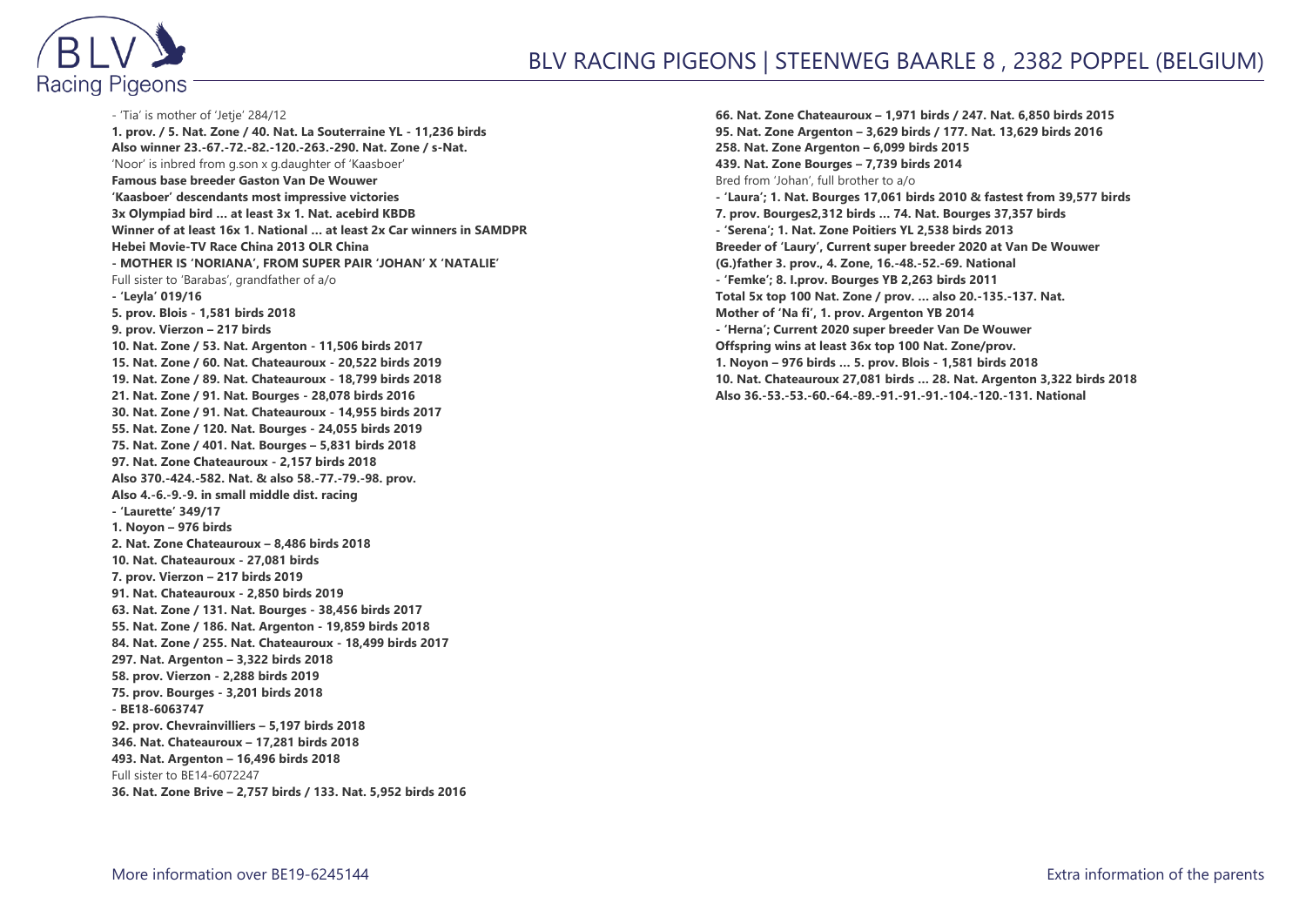- 'Tia' is mother of 'Jetje' 284/12
**1. prov. / 5. Nat. Zone / 40. Nat. La Souterraine YL - 11,236 birds**
**Also winner 23.-67.-72.-82.-120.-263.-290. Nat. Zone / s-Nat.**
'Noor' is inbred from g.son x g.daughter of 'Kaasboer'
**Famous base breeder Gaston Van De Wouwer**
**'Kaasboer' descendants most impressive victories**
**3x Olympiad bird … at least 3x 1. Nat. acebird KBDB**
**Winner of at least 16x 1. National … at least 2x Car winners in SAMDPR**
**Hebei Movie-TV Race China 2013 OLR China**
**- MOTHER IS 'NORIANA', FROM SUPER PAIR 'JOHAN' X 'NATALIE'**
Full sister to 'Barabas', grandfather of a/o
**- 'Leyla' 019/16**
**5. prov. Blois - 1,581 birds 2018**
**9. prov. Vierzon – 217 birds**
**10. Nat. Zone / 53. Nat. Argenton - 11,506 birds 2017**
**15. Nat. Zone / 60. Nat. Chateauroux - 20,522 birds 2019**
**19. Nat. Zone / 89. Nat. Chateauroux - 18,799 birds 2018**
**21. Nat. Zone / 91. Nat. Bourges - 28,078 birds 2016**
**30. Nat. Zone / 91. Nat. Chateauroux - 14,955 birds 2017**
**55. Nat. Zone / 120. Nat. Bourges - 24,055 birds 2019**
**75. Nat. Zone / 401. Nat. Bourges – 5,831 birds 2018**
**97. Nat. Zone Chateauroux - 2,157 birds 2018**
**Also 370.-424.-582. Nat. & also 58.-77.-79.-98. prov.**
**Also 4.-6.-9.-9. in small middle dist. racing**
**- 'Laurette' 349/17**
**1. Noyon – 976 birds**
**2. Nat. Zone Chateauroux – 8,486 birds 2018**
**10. Nat. Chateauroux - 27,081 birds**
**7. prov. Vierzon – 217 birds 2019**
**91. Nat. Chateauroux - 2,850 birds 2019**
**63. Nat. Zone / 131. Nat. Bourges - 38,456 birds 2017**
**55. Nat. Zone / 186. Nat. Argenton - 19,859 birds 2018**
**84. Nat. Zone / 255. Nat. Chateauroux - 18,499 birds 2017**
**297. Nat. Argenton – 3,322 birds 2018**
**58. prov. Vierzon - 2,288 birds 2019**
**75. prov. Bourges - 3,201 birds 2018**
**- BE18-6063747**
**92. prov. Chevrainvilliers – 5,197 birds 2018**
**346. Nat. Chateauroux – 17,281 birds 2018**
**493. Nat. Argenton – 16,496 birds 2018**
Full sister to BE14-6072247
**36. Nat. Zone Brive – 2,757 birds / 133. Nat. 5,952 birds 2016**
**66. Nat. Zone Chateauroux – 1,971 birds / 247. Nat. 6,850 birds 2015**
**95. Nat. Zone Argenton – 3,629 birds / 177. Nat. 13,629 birds 2016**
**258. Nat. Zone Argenton – 6,099 birds 2015**
**439. Nat. Zone Bourges – 7,739 birds 2014**
Bred from 'Johan', full brother to a/o
**- 'Laura'; 1. Nat. Bourges 17,061 birds 2010 & fastest from 39,577 birds**
**7. prov. Bourges2,312 birds … 74. Nat. Bourges 37,357 birds**
**- 'Serena'; 1. Nat. Zone Poitiers YL 2,538 birds 2013**
**Breeder of 'Laury', Current super breeder 2020 at Van De Wouwer**
**(G.)father 3. prov., 4. Zone, 16.-48.-52.-69. National**
**- 'Femke'; 8. I.prov. Bourges YB 2,263 birds 2011**
**Total 5x top 100 Nat. Zone / prov. … also 20.-135.-137. Nat.**
**Mother of 'Na fi', 1. prov. Argenton YB 2014**
**- 'Herna'; Current 2020 super breeder Van De Wouwer**
**Offspring wins at least 36x top 100 Nat. Zone/prov.**
**1. Noyon – 976 birds … 5. prov. Blois - 1,581 birds 2018**
**10. Nat. Chateauroux 27,081 birds … 28. Nat. Argenton 3,322 birds 2018**
**Also 36.-53.-53.-60.-64.-89.-91.-91.-91.-104.-120.-131. National**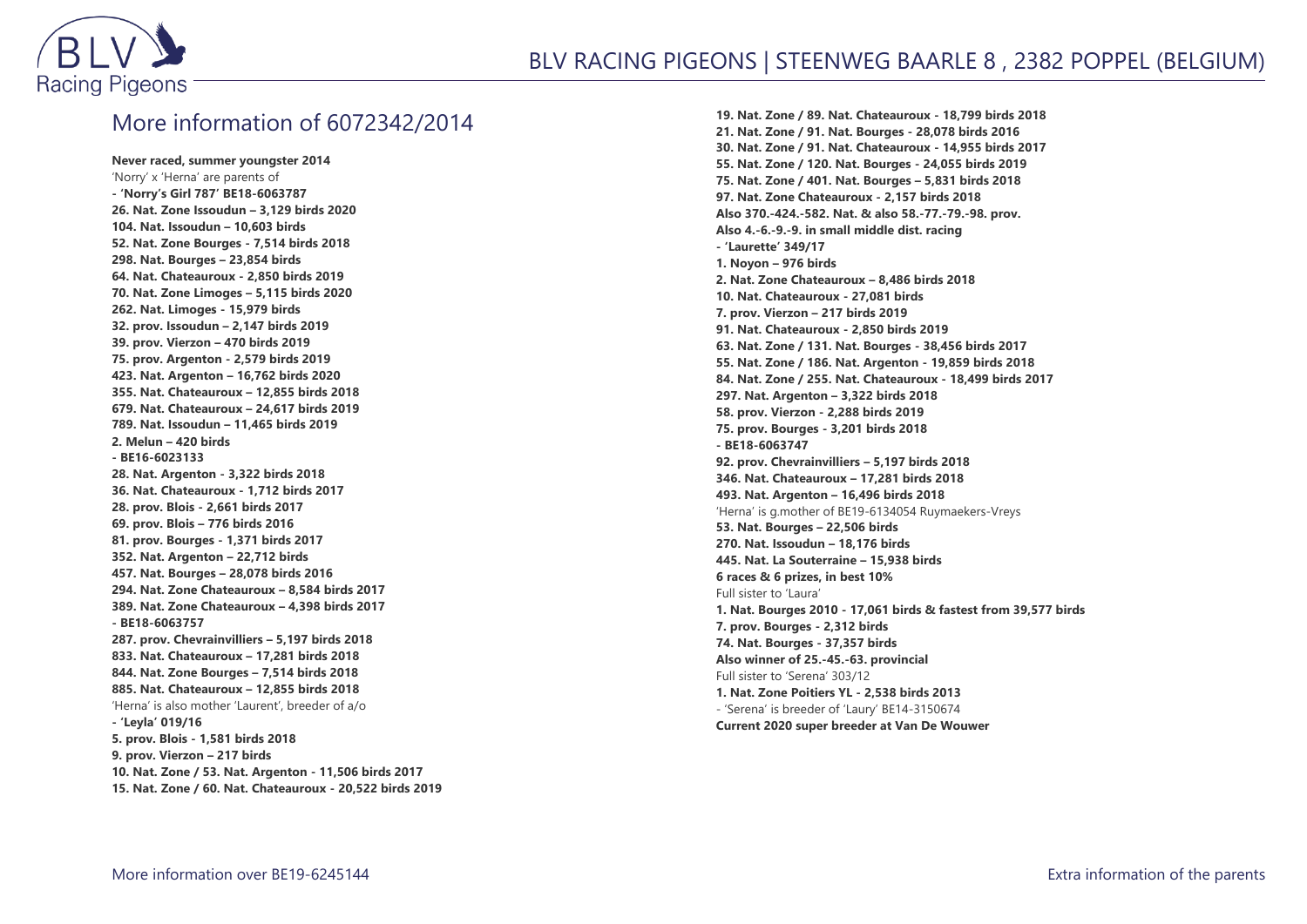## More information of 6072342/2014

**Never raced, summer youngster 2014**

'Norry' x 'Herna' are parents of

**- 'Norry's Girl 787' BE18-6063787**
**26. Nat. Zone Issoudun – 3,129 birds 2020**
**104. Nat. Issoudun – 10,603 birds**
**52. Nat. Zone Bourges - 7,514 birds 2018**
**298. Nat. Bourges – 23,854 birds**
**64. Nat. Chateauroux - 2,850 birds 2019**
**70. Nat. Zone Limoges – 5,115 birds 2020**
**262. Nat. Limoges - 15,979 birds**
**32. prov. Issoudun – 2,147 birds 2019**
**39. prov. Vierzon – 470 birds 2019**
**75. prov. Argenton - 2,579 birds 2019**
**423. Nat. Argenton – 16,762 birds 2020**
**355. Nat. Chateauroux – 12,855 birds 2018**
**679. Nat. Chateauroux – 24,617 birds 2019**
**789. Nat. Issoudun – 11,465 birds 2019**
**2. Melun – 420 birds**

**- BE16-6023133**
**28. Nat. Argenton - 3,322 birds 2018**
**36. Nat. Chateauroux - 1,712 birds 2017**
**28. prov. Blois - 2,661 birds 2017**
**69. prov. Blois – 776 birds 2016**
**81. prov. Bourges - 1,371 birds 2017**
**352. Nat. Argenton – 22,712 birds**
**457. Nat. Bourges – 28,078 birds 2016**
**294. Nat. Zone Chateauroux – 8,584 birds 2017**
**389. Nat. Zone Chateauroux – 4,398 birds 2017**

**- BE18-6063757**
**287. prov. Chevrainvilliers – 5,197 birds 2018**
**833. Nat. Chateauroux – 17,281 birds 2018**
**844. Nat. Zone Bourges – 7,514 birds 2018**
**885. Nat. Chateauroux – 12,855 birds 2018**

'Herna' is also mother 'Laurent', breeder of a/o

**- 'Leyla' 019/16**
**5. prov. Blois - 1,581 birds 2018**
**9. prov. Vierzon – 217 birds**
**10. Nat. Zone / 53. Nat. Argenton - 11,506 birds 2017**
**15. Nat. Zone / 60. Nat. Chateauroux - 20,522 birds 2019**
**19. Nat. Zone / 89. Nat. Chateauroux - 18,799 birds 2018**
**21. Nat. Zone / 91. Nat. Bourges - 28,078 birds 2016**
**30. Nat. Zone / 91. Nat. Chateauroux - 14,955 birds 2017**
**55. Nat. Zone / 120. Nat. Bourges - 24,055 birds 2019**
**75. Nat. Zone / 401. Nat. Bourges – 5,831 birds 2018**
**97. Nat. Zone Chateauroux - 2,157 birds 2018**
**Also 370.-424.-582. Nat. & also 58.-77.-79.-98. prov.**
**Also 4.-6.-9.-9. in small middle dist. racing**

**- 'Laurette' 349/17**
**1. Noyon – 976 birds**
**2. Nat. Zone Chateauroux – 8,486 birds 2018**
**10. Nat. Chateauroux - 27,081 birds**
**7. prov. Vierzon – 217 birds 2019**
**91. Nat. Chateauroux - 2,850 birds 2019**
**63. Nat. Zone / 131. Nat. Bourges - 38,456 birds 2017**
**55. Nat. Zone / 186. Nat. Argenton - 19,859 birds 2018**
**84. Nat. Zone / 255. Nat. Chateauroux - 18,499 birds 2017**
**297. Nat. Argenton – 3,322 birds 2018**
**58. prov. Vierzon - 2,288 birds 2019**
**75. prov. Bourges - 3,201 birds 2018**

**- BE18-6063747**
**92. prov. Chevrainvilliers – 5,197 birds 2018**
**346. Nat. Chateauroux – 17,281 birds 2018**
**493. Nat. Argenton – 16,496 birds 2018**

'Herna' is g.mother of BE19-6134054 Ruymaekers-Vreys

**53. Nat. Bourges – 22,506 birds**
**270. Nat. Issoudun – 18,176 birds**
**445. Nat. La Souterraine – 15,938 birds**
**6 races & 6 prizes, in best 10%**

Full sister to 'Laura'

**1. Nat. Bourges 2010 - 17,061 birds & fastest from 39,577 birds**
**7. prov. Bourges - 2,312 birds**
**74. Nat. Bourges - 37,357 birds**
**Also winner of 25.-45.-63. provincial**

Full sister to 'Serena' 303/12

**1. Nat. Zone Poitiers YL - 2,538 birds 2013**

- 'Serena' is breeder of 'Laury' BE14-3150674

**Current 2020 super breeder at Van De Wouwer**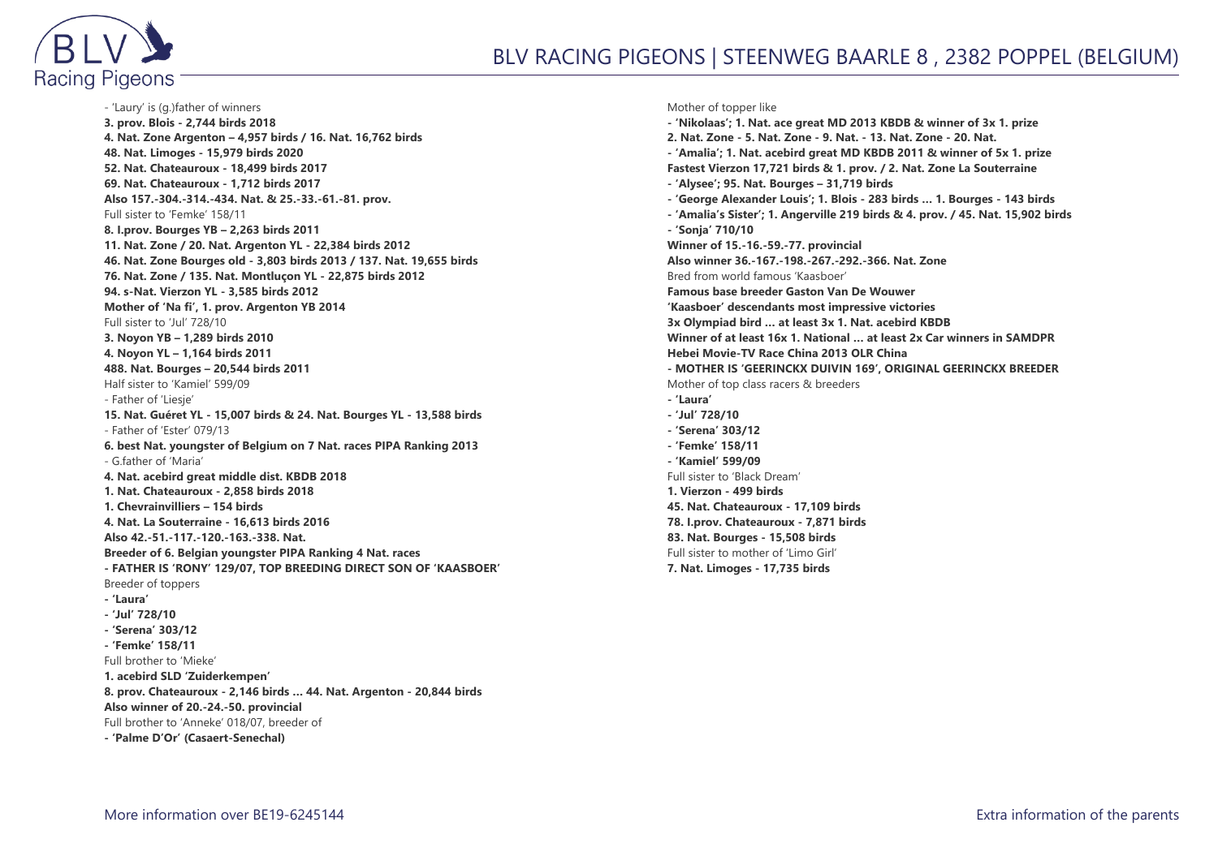- 'Laury' is (g.)father of winners

**3. prov. Blois - 2,744 birds 2018**
**4. Nat. Zone Argenton – 4,957 birds / 16. Nat. 16,762 birds**
**48. Nat. Limoges - 15,979 birds 2020**
**52. Nat. Chateauroux - 18,499 birds 2017**
**69. Nat. Chateauroux - 1,712 birds 2017**
**Also 157.-304.-314.-434. Nat. & 25.-33.-61.-81. prov.**

Full sister to 'Femke' 158/11

**8. I.prov. Bourges YB – 2,263 birds 2011**
**11. Nat. Zone / 20. Nat. Argenton YL - 22,384 birds 2012**
**46. Nat. Zone Bourges old - 3,803 birds 2013 / 137. Nat. 19,655 birds**
**76. Nat. Zone / 135. Nat. Montluçon YL - 22,875 birds 2012**
**94. s-Nat. Vierzon YL - 3,585 birds 2012**
**Mother of 'Na fi', 1. prov. Argenton YB 2014**

Full sister to 'Jul' 728/10

**3. Noyon YB – 1,289 birds 2010**
**4. Noyon YL – 1,164 birds 2011**
**488. Nat. Bourges – 20,544 birds 2011**

Half sister to 'Kamiel' 599/09

- Father of 'Liesje'

**15. Nat. Guéret YL - 15,007 birds & 24. Nat. Bourges YL - 13,588 birds**

- Father of 'Ester' 079/13

**6. best Nat. youngster of Belgium on 7 Nat. races PIPA Ranking 2013**

- G.father of 'Maria'

**4. Nat. acebird great middle dist. KBDB 2018**
**1. Nat. Chateauroux - 2,858 birds 2018**
**1. Chevrainvilliers – 154 birds**
**4. Nat. La Souterraine - 16,613 birds 2016**
**Also 42.-51.-117.-120.-163.-338. Nat.**
**Breeder of 6. Belgian youngster PIPA Ranking 4 Nat. races**
**- FATHER IS 'RONY' 129/07, TOP BREEDING DIRECT SON OF 'KAASBOER'**

Breeder of toppers

**- 'Laura'**
**- 'Jul' 728/10**
**- 'Serena' 303/12**
**- 'Femke' 158/11**

Full brother to 'Mieke'

**1. acebird SLD 'Zuiderkempen'**
**8. prov. Chateauroux - 2,146 birds … 44. Nat. Argenton - 20,844 birds**
**Also winner of 20.-24.-50. provincial**

Full brother to 'Anneke' 018/07, breeder of

**- 'Palme D'Or' (Casaert-Senechal)**

Mother of topper like

**- 'Nikolaas'; 1. Nat. ace great MD 2013 KBDB & winner of 3x 1. prize**
**2. Nat. Zone - 5. Nat. Zone - 9. Nat. - 13. Nat. Zone - 20. Nat.**
**- 'Amalia'; 1. Nat. acebird great MD KBDB 2011 & winner of 5x 1. prize**
**Fastest Vierzon 17,721 birds & 1. prov. / 2. Nat. Zone La Souterraine**
**- 'Alysee'; 95. Nat. Bourges – 31,719 birds**
**- 'George Alexander Louis'; 1. Blois - 283 birds … 1. Bourges - 143 birds**
**- 'Amalia's Sister'; 1. Angerville 219 birds & 4. prov. / 45. Nat. 15,902 birds**
**- 'Sonja' 710/10**
**Winner of 15.-16.-59.-77. provincial**
**Also winner 36.-167.-198.-267.-292.-366. Nat. Zone**

Bred from world famous 'Kaasboer'

**Famous base breeder Gaston Van De Wouwer**
**'Kaasboer' descendants most impressive victories**
**3x Olympiad bird … at least 3x 1. Nat. acebird KBDB**
**Winner of at least 16x 1. National … at least 2x Car winners in SAMDPR**
**Hebei Movie-TV Race China 2013 OLR China**
**- MOTHER IS 'GEERINCKX DUIVIN 169', ORIGINAL GEERINCKX BREEDER**

Mother of top class racers & breeders

**- 'Laura'**
**- 'Jul' 728/10**
**- 'Serena' 303/12**
**- 'Femke' 158/11**
**- 'Kamiel' 599/09**

Full sister to 'Black Dream'

**1. Vierzon - 499 birds**
**45. Nat. Chateauroux - 17,109 birds**
**78. I.prov. Chateauroux - 7,871 birds**
**83. Nat. Bourges - 15,508 birds**

Full sister to mother of 'Limo Girl'

**7. Nat. Limoges - 17,735 birds**

More information over BE19-6245144

Extra information of the parents